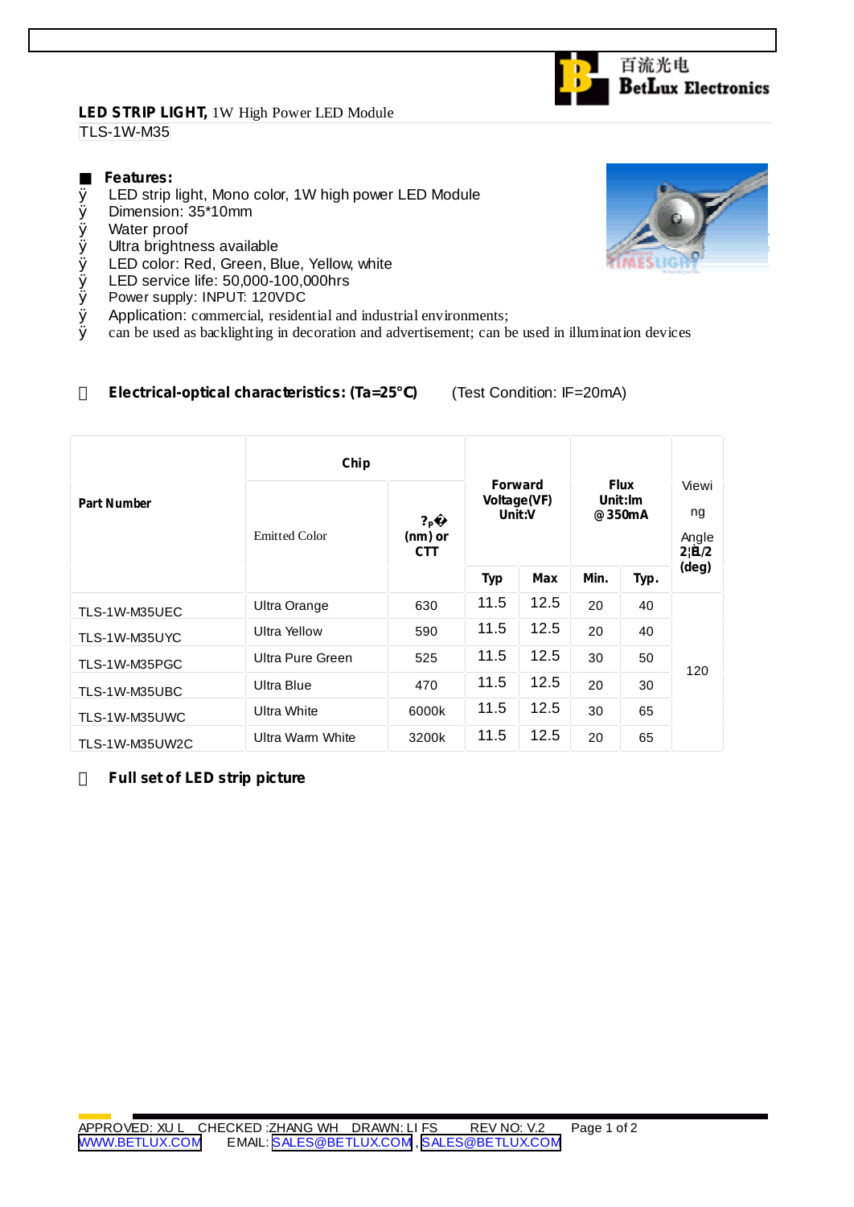百流光电
BetLux Electronics

**LED STRIP LIGHT,** 1W High Power LED Module

TLS-1W-M35

## ■ Features:

- LED strip light, Mono color, 1W high power LED Module
- Dimension: 35*10mm
- Water proof
- Ultra brightness available
- LED color: Red, Green, Blue, Yellow, white
- LED service life: 50,000-100,000hrs
- Power supply: INPUT: 120VDC
- Application: commercial, residential and industrial environments;
- can be used as backlighting in decoration and advertisement; can be used in illumination devices

## Electrical-optical characteristics: (Ta=25°C) (Test Condition: IF=20mA)

| Part Number | Chip | | Forward Voltage(VF) Unit:V | | Flux Unit:lm @350mA | | Viewing Angle 2θ1/2 (deg) |
|---|---|---|---|---|---|---|---|
| | Emitted Color | λp (nm) or CTT | Typ | Max | Min. | Typ. | |
| TLS-1W-M35UEC | Ultra Orange | 630 | 11.5 | 12.5 | 20 | 40 | 120 |
| TLS-1W-M35UYC | Ultra Yellow | 590 | 11.5 | 12.5 | 20 | 40 | |
| TLS-1W-M35PGC | Ultra Pure Green | 525 | 11.5 | 12.5 | 30 | 50 | |
| TLS-1W-M35UBC | Ultra Blue | 470 | 11.5 | 12.5 | 20 | 30 | |
| TLS-1W-M35UWC | Ultra White | 6000k | 11.5 | 12.5 | 30 | 65 | |
| TLS-1W-M35UW2C | Ultra Warm White | 3200k | 11.5 | 12.5 | 20 | 65 | |

## Full set of LED strip picture

APPROVED: XU L CHECKED :ZHANG WH DRAWN: LI FS REV NO: V.2
WWW.BETLUX.COM EMAIL: SALES@BETLUX.COM , SALES@BETLUX.COM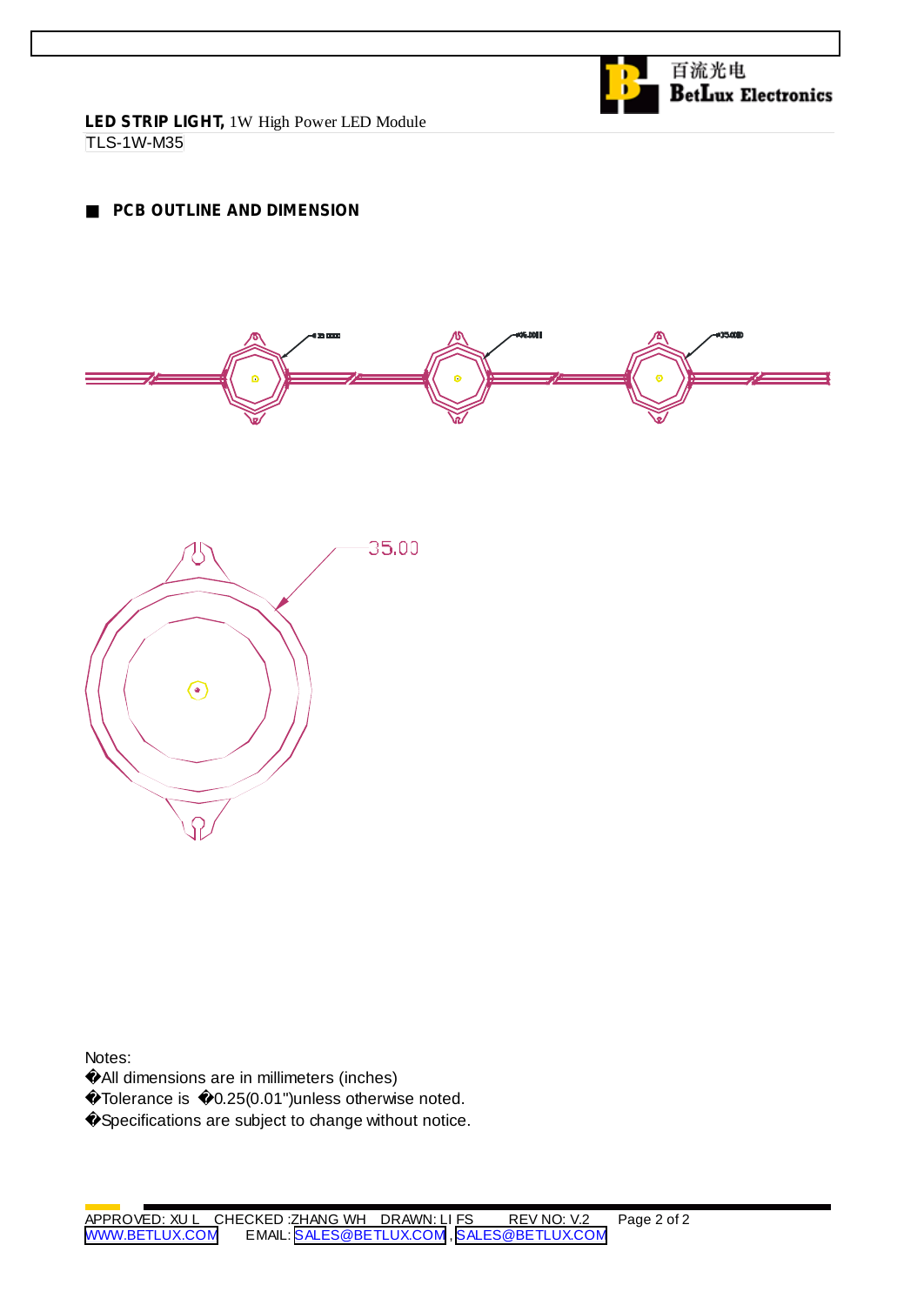**LED STRIP LIGHT,** 1W High Power LED Module

TLS-1W-M35

## ■ PCB OUTLINE AND DIMENSION

35.00

Notes:

�All dimensions are in millimeters (inches)

�Tolerance is �0.25(0.01")unless otherwise noted.

�Specifications are subject to change without notice.